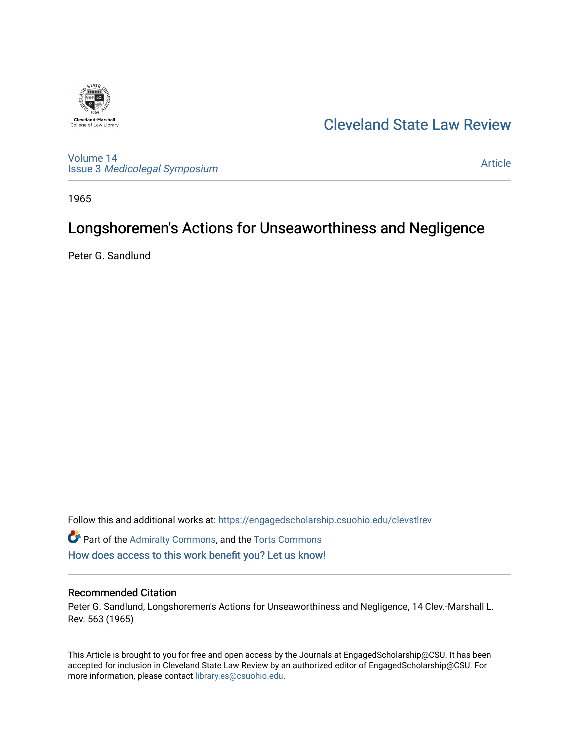Cleveland State Law Review

Volume 14
Issue 3 *Medicolegal Symposium*

Article

1965

# Longshoremen's Actions for Unseaworthiness and Negligence

Peter G. Sandlund

Follow this and additional works at: https://engagedscholarship.csuohio.edu/clevstlrev

Part of the Admiralty Commons, and the Torts Commons

How does access to this work benefit you? Let us know!

## Recommended Citation

Peter G. Sandlund, Longshoremen's Actions for Unseaworthiness and Negligence, 14 Clev.-Marshall L. Rev. 563 (1965)

This Article is brought to you for free and open access by the Journals at EngagedScholarship@CSU. It has been accepted for inclusion in Cleveland State Law Review by an authorized editor of EngagedScholarship@CSU. For more information, please contact library.es@csuohio.edu.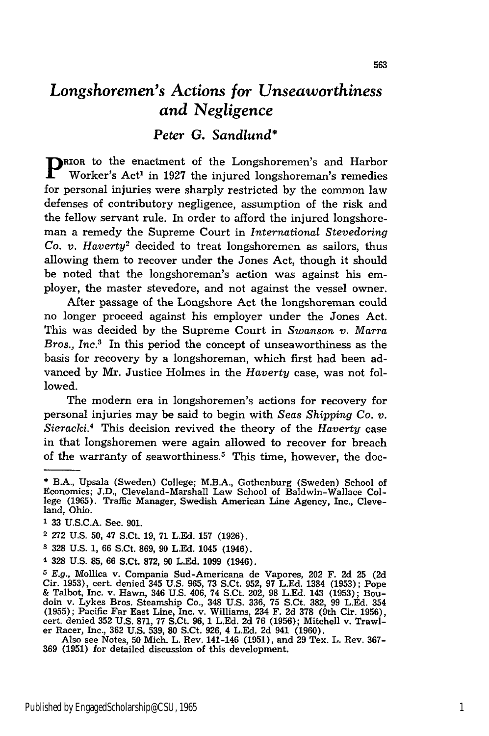# *Longshoremen's Actions for Unseaworthiness and Negligence*

## *Peter G. Sandlund*[*]

PRIOR to the enactment of the Longshoremen's and Harbor Worker's Act[1] in 1927 the injured longshoreman's remedies for personal injuries were sharply restricted by the common law defenses of contributory negligence, assumption of the risk and the fellow servant rule. In order to afford the injured longshoreman a remedy the Supreme Court in *International Stevedoring Co. v. Haverty*[2] decided to treat longshoremen as sailors, thus allowing them to recover under the Jones Act, though it should be noted that the longshoreman's action was against his employer, the master stevedore, and not against the vessel owner.

After passage of the Longshore Act the longshoreman could no longer proceed against his employer under the Jones Act. This was decided by the Supreme Court in *Swanson v. Marra Bros., Inc.*[3] In this period the concept of unseaworthiness as the basis for recovery by a longshoreman, which first had been advanced by Mr. Justice Holmes in the *Haverty* case, was not followed.

The modern era in longshoremen's actions for recovery for personal injuries may be said to begin with *Seas Shipping Co. v. Sieracki.*[4] This decision revived the theory of the *Haverty* case in that longshoremen were again allowed to recover for breach of the warranty of seaworthiness.[5] This time, however, the doc-

---

[*] B.A., Upsala (Sweden) College; M.B.A., Gothenburg (Sweden) School of Economics; J.D., Cleveland-Marshall Law School of Baldwin-Wallace College (1965). Traffic Manager, Swedish American Line Agency, Inc., Cleveland, Ohio.

[1] 33 U.S.C.A. Sec. 901.

[2] 272 U.S. 50, 47 S.Ct. 19, 71 L.Ed. 157 (1926).

[3] 328 U.S. 1, 66 S.Ct. 869, 90 L.Ed. 1045 (1946).

[4] 328 U.S. 85, 66 S.Ct. 872, 90 L.Ed. 1099 (1946).

[5] *E.g.,* Mollica v. Compania Sud-Americana de Vapores, 202 F. 2d 25 (2d Cir. 1953), cert. denied 345 U.S. 965, 73 S.Ct. 952, 97 L.Ed. 1384 (1953); Pope & Talbot, Inc. v. Hawn, 346 U.S. 406, 74 S.Ct. 202, 98 L.Ed. 143 (1953); Boudoin v. Lykes Bros. Steamship Co., 348 U.S. 336, 75 S.Ct. 382, 99 L.Ed. 354 (1955); Pacific Far East Line, Inc. v. Williams, 234 F. 2d 378 (9th Cir. 1956), cert. denied 352 U.S. 871, 77 S.Ct. 96, 1 L.Ed. 2d 76 (1956); Mitchell v. Trawler Racer, Inc., 362 U.S. 539, 80 S.Ct. 926, 4 L.Ed. 2d 941 (1960).

Also see Notes, 50 Mich. L. Rev. 141-146 (1951), and 29 Tex. L. Rev. 367-369 (1951) for detailed discussion of this development.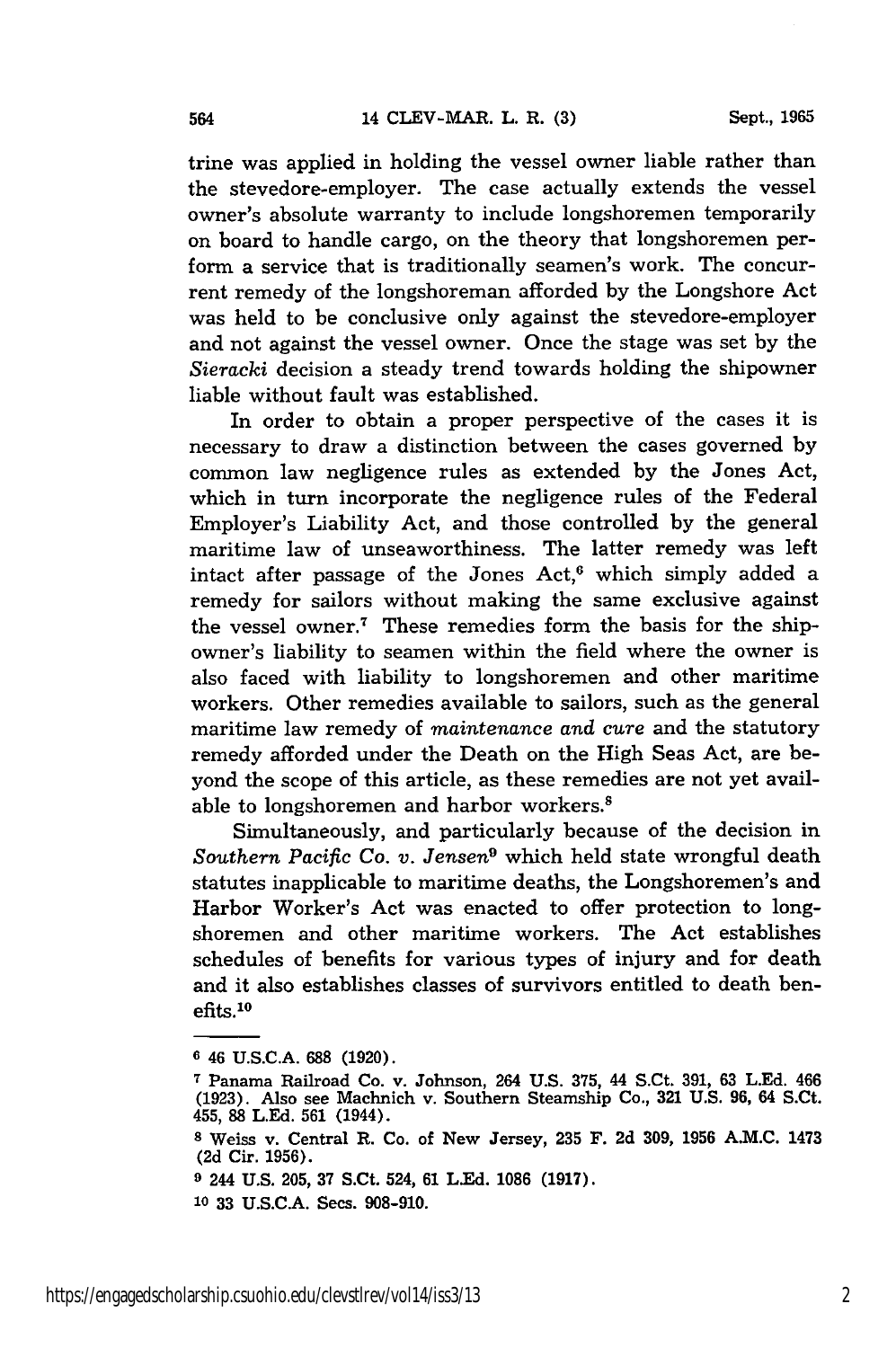trine was applied in holding the vessel owner liable rather than the stevedore-employer. The case actually extends the vessel owner's absolute warranty to include longshoremen temporarily on board to handle cargo, on the theory that longshoremen perform a service that is traditionally seamen's work. The concurrent remedy of the longshoreman afforded by the Longshore Act was held to be conclusive only against the stevedore-employer and not against the vessel owner. Once the stage was set by the *Sieracki* decision a steady trend towards holding the shipowner liable without fault was established.

In order to obtain a proper perspective of the cases it is necessary to draw a distinction between the cases governed by common law negligence rules as extended by the Jones Act, which in turn incorporate the negligence rules of the Federal Employer's Liability Act, and those controlled by the general maritime law of unseaworthiness. The latter remedy was left intact after passage of the Jones Act,[6] which simply added a remedy for sailors without making the same exclusive against the vessel owner.[7] These remedies form the basis for the shipowner's liability to seamen within the field where the owner is also faced with liability to longshoremen and other maritime workers. Other remedies available to sailors, such as the general maritime law remedy of *maintenance and cure* and the statutory remedy afforded under the Death on the High Seas Act, are beyond the scope of this article, as these remedies are not yet available to longshoremen and harbor workers.[8]

Simultaneously, and particularly because of the decision in *Southern Pacific Co. v. Jensen*[9] which held state wrongful death statutes inapplicable to maritime deaths, the Longshoremen's and Harbor Worker's Act was enacted to offer protection to longshoremen and other maritime workers. The Act establishes schedules of benefits for various types of injury and for death and it also establishes classes of survivors entitled to death benefits.[10]

---

[6] 46 U.S.C.A. 688 (1920).

[7] Panama Railroad Co. v. Johnson, 264 U.S. 375, 44 S.Ct. 391, 63 L.Ed. 466 (1923). Also see Machnich v. Southern Steamship Co., 321 U.S. 96, 64 S.Ct. 455, 88 L.Ed. 561 (1944).

[8] Weiss v. Central R. Co. of New Jersey, 235 F. 2d 309, 1956 A.M.C. 1473 (2d Cir. 1956).

[9] 244 U.S. 205, 37 S.Ct. 524, 61 L.Ed. 1086 (1917).

[10] 33 U.S.C.A. Secs. 908-910.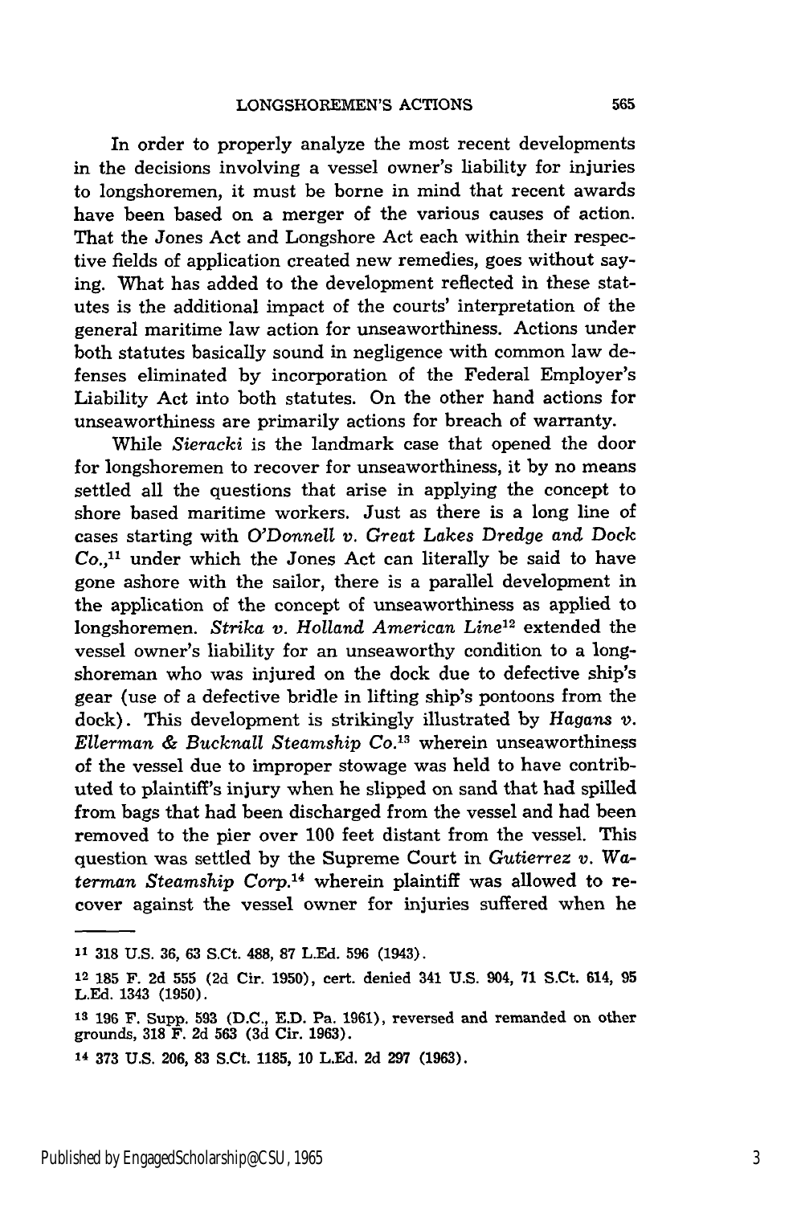In order to properly analyze the most recent developments in the decisions involving a vessel owner's liability for injuries to longshoremen, it must be borne in mind that recent awards have been based on a merger of the various causes of action. That the Jones Act and Longshore Act each within their respective fields of application created new remedies, goes without saying. What has added to the development reflected in these statutes is the additional impact of the courts' interpretation of the general maritime law action for unseaworthiness. Actions under both statutes basically sound in negligence with common law defenses eliminated by incorporation of the Federal Employer's Liability Act into both statutes. On the other hand actions for unseaworthiness are primarily actions for breach of warranty.

While *Sieracki* is the landmark case that opened the door for longshoremen to recover for unseaworthiness, it by no means settled all the questions that arise in applying the concept to shore based maritime workers. Just as there is a long line of cases starting with *O'Donnell v. Great Lakes Dredge and Dock Co.*,[11] under which the Jones Act can literally be said to have gone ashore with the sailor, there is a parallel development in the application of the concept of unseaworthiness as applied to longshoremen. *Strika v. Holland American Line*[12] extended the vessel owner's liability for an unseaworthy condition to a longshoreman who was injured on the dock due to defective ship's gear (use of a defective bridle in lifting ship's pontoons from the dock). This development is strikingly illustrated by *Hagans v. Ellerman & Bucknall Steamship Co.*[13] wherein unseaworthiness of the vessel due to improper stowage was held to have contributed to plaintiff's injury when he slipped on sand that had spilled from bags that had been discharged from the vessel and had been removed to the pier over 100 feet distant from the vessel. This question was settled by the Supreme Court in *Gutierrez v. Waterman Steamship Corp.*[14] wherein plaintiff was allowed to recover against the vessel owner for injuries suffered when he

---

[11] 318 U.S. 36, 63 S.Ct. 488, 87 L.Ed. 596 (1943).

[12] 185 F. 2d 555 (2d Cir. 1950), cert. denied 341 U.S. 904, 71 S.Ct. 614, 95 L.Ed. 1343 (1950).

[13] 196 F. Supp. 593 (D.C., E.D. Pa. 1961), reversed and remanded on other grounds, 318 F. 2d 563 (3d Cir. 1963).

[14] 373 U.S. 206, 83 S.Ct. 1185, 10 L.Ed. 2d 297 (1963).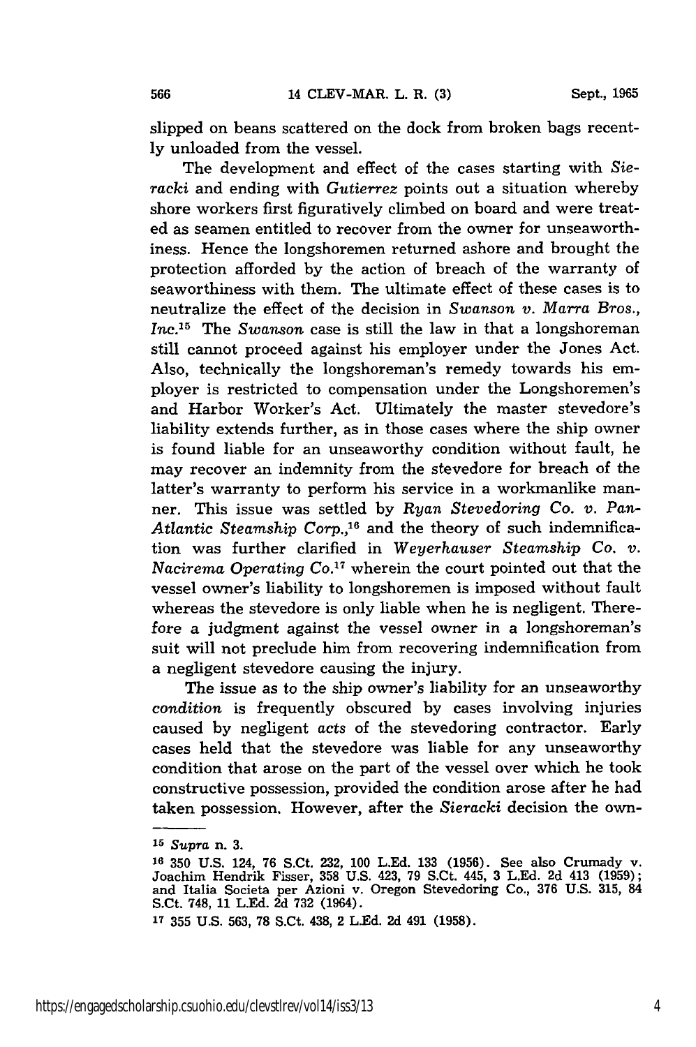slipped on beans scattered on the dock from broken bags recently unloaded from the vessel.

The development and effect of the cases starting with *Sieracki* and ending with *Gutierrez* points out a situation whereby shore workers first figuratively climbed on board and were treated as seamen entitled to recover from the owner for unseaworthiness. Hence the longshoremen returned ashore and brought the protection afforded by the action of breach of the warranty of seaworthiness with them. The ultimate effect of these cases is to neutralize the effect of the decision in *Swanson v. Marra Bros., Inc.*[15] The *Swanson* case is still the law in that a longshoreman still cannot proceed against his employer under the Jones Act. Also, technically the longshoreman's remedy towards his employer is restricted to compensation under the Longshoremen's and Harbor Worker's Act. Ultimately the master stevedore's liability extends further, as in those cases where the ship owner is found liable for an unseaworthy condition without fault, he may recover an indemnity from the stevedore for breach of the latter's warranty to perform his service in a workmanlike manner. This issue was settled by *Ryan Stevedoring Co. v. Pan-Atlantic Steamship Corp.*,[16] and the theory of such indemnification was further clarified in *Weyerhauser Steamship Co. v. Nacirema Operating Co.*[17] wherein the court pointed out that the vessel owner's liability to longshoremen is imposed without fault whereas the stevedore is only liable when he is negligent. Therefore a judgment against the vessel owner in a longshoreman's suit will not preclude him from recovering indemnification from a negligent stevedore causing the injury.

The issue as to the ship owner's liability for an unseaworthy *condition* is frequently obscured by cases involving injuries caused by negligent *acts* of the stevedoring contractor. Early cases held that the stevedore was liable for any unseaworthy condition that arose on the part of the vessel over which he took constructive possession, provided the condition arose after he had taken possession. However, after the *Sieracki* decision the own-

---

[15] *Supra* n. 3.

[16] 350 U.S. 124, 76 S.Ct. 232, 100 L.Ed. 133 (1956). See also Crumady v. Joachim Hendrik Fisser, 358 U.S. 423, 79 S.Ct. 445, 3 L.Ed. 2d 413 (1959); and Italia Societa per Azioni v. Oregon Stevedoring Co., 376 U.S. 315, 84 S.Ct. 748, 11 L.Ed. 2d 732 (1964).

[17] 355 U.S. 563, 78 S.Ct. 438, 2 L.Ed. 2d 491 (1958).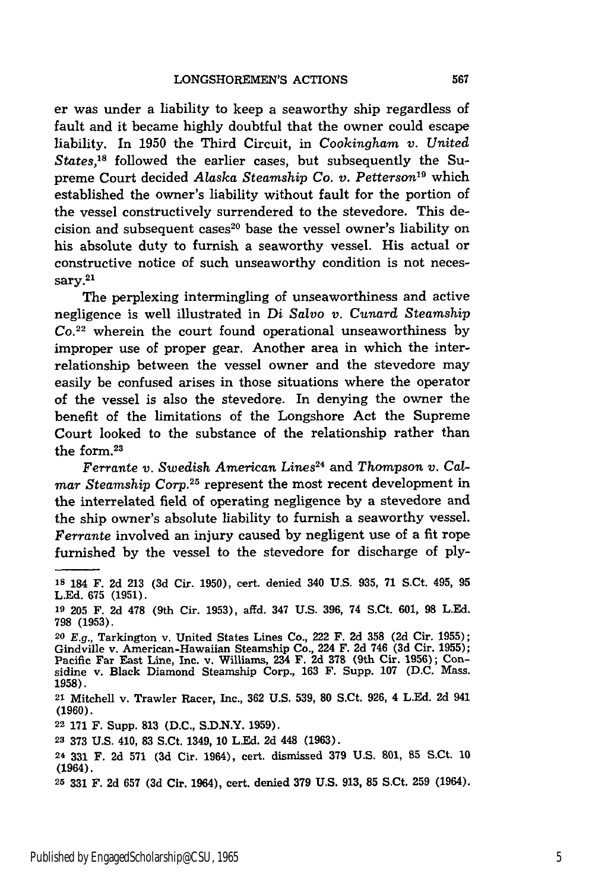er was under a liability to keep a seaworthy ship regardless of fault and it became highly doubtful that the owner could escape liability. In 1950 the Third Circuit, in *Cookingham v. United States*,[18] followed the earlier cases, but subsequently the Supreme Court decided *Alaska Steamship Co. v. Petterson*[19] which established the owner's liability without fault for the portion of the vessel constructively surrendered to the stevedore. This decision and subsequent cases[20] base the vessel owner's liability on his absolute duty to furnish a seaworthy vessel. His actual or constructive notice of such unseaworthy condition is not necessary.[21]

The perplexing intermingling of unseaworthiness and active negligence is well illustrated in *Di Salvo v. Cunard Steamship Co.*[22] wherein the court found operational unseaworthiness by improper use of proper gear. Another area in which the interrelationship between the vessel owner and the stevedore may easily be confused arises in those situations where the operator of the vessel is also the stevedore. In denying the owner the benefit of the limitations of the Longshore Act the Supreme Court looked to the substance of the relationship rather than the form.[23]

*Ferrante v. Swedish American Lines*[24] and *Thompson v. Calmar Steamship Corp.*[25] represent the most recent development in the interrelated field of operating negligence by a stevedore and the ship owner's absolute liability to furnish a seaworthy vessel. *Ferrante* involved an injury caused by negligent use of a fit rope furnished by the vessel to the stevedore for discharge of ply-

---

[18] 184 F. 2d 213 (3d Cir. 1950), cert. denied 340 U.S. 935, 71 S.Ct. 495, 95 L.Ed. 675 (1951).

[19] 205 F. 2d 478 (9th Cir. 1953), affd. 347 U.S. 396, 74 S.Ct. 601, 98 L.Ed. 798 (1953).

[20] *E.g.*, Tarkington v. United States Lines Co., 222 F. 2d 358 (2d Cir. 1955); Gindville v. American-Hawaiian Steamship Co., 224 F. 2d 746 (3d Cir. 1955); Pacific Far East Line, Inc. v. Williams, 234 F. 2d 378 (9th Cir. 1956); Considine v. Black Diamond Steamship Corp., 163 F. Supp. 107 (D.C. Mass. 1958).

[21] Mitchell v. Trawler Racer, Inc., 362 U.S. 539, 80 S.Ct. 926, 4 L.Ed. 2d 941 (1960).

[22] 171 F. Supp. 813 (D.C., S.D.N.Y. 1959).

[23] 373 U.S. 410, 83 S.Ct. 1349, 10 L.Ed. 2d 448 (1963).

[24] 331 F. 2d 571 (3d Cir. 1964), cert. dismissed 379 U.S. 801, 85 S.Ct. 10 (1964).

[25] 331 F. 2d 657 (3d Cir. 1964), cert. denied 379 U.S. 913, 85 S.Ct. 259 (1964).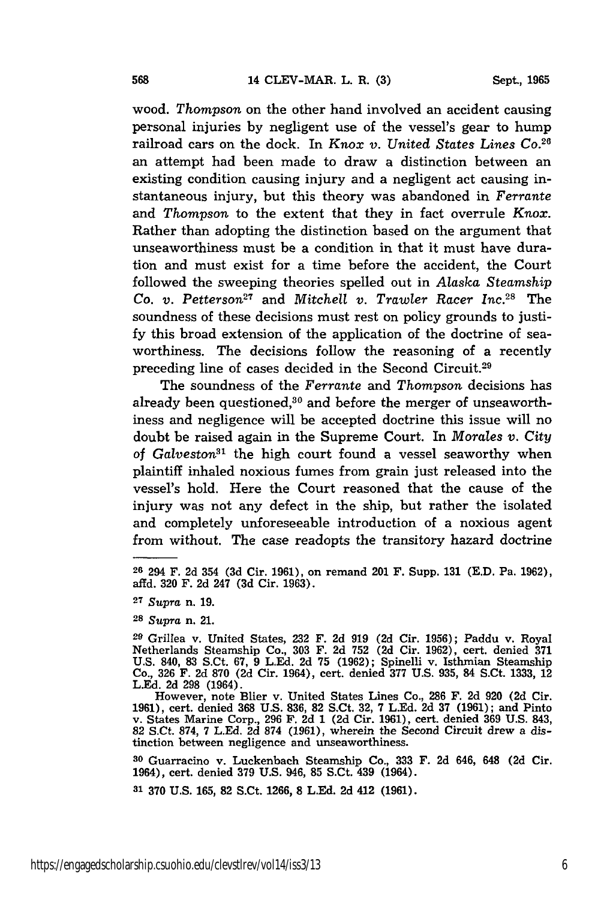wood. *Thompson* on the other hand involved an accident causing personal injuries by negligent use of the vessel's gear to hump railroad cars on the dock. In *Knox v. United States Lines Co.*[26] an attempt had been made to draw a distinction between an existing condition causing injury and a negligent act causing instantaneous injury, but this theory was abandoned in *Ferrante* and *Thompson* to the extent that they in fact overrule *Knox*. Rather than adopting the distinction based on the argument that unseaworthiness must be a condition in that it must have duration and must exist for a time before the accident, the Court followed the sweeping theories spelled out in *Alaska Steamship Co. v. Petterson*[27] and *Mitchell v. Trawler Racer Inc.*[28] The soundness of these decisions must rest on policy grounds to justify this broad extension of the application of the doctrine of seaworthiness. The decisions follow the reasoning of a recently preceding line of cases decided in the Second Circuit.[29]

The soundness of the *Ferrante* and *Thompson* decisions has already been questioned,[30] and before the merger of unseaworthiness and negligence will be accepted doctrine this issue will no doubt be raised again in the Supreme Court. In *Morales v. City of Galveston*[31] the high court found a vessel seaworthy when plaintiff inhaled noxious fumes from grain just released into the vessel's hold. Here the Court reasoned that the cause of the injury was not any defect in the ship, but rather the isolated and completely unforeseeable introduction of a noxious agent from without. The case readopts the transitory hazard doctrine

---

[26] 294 F. 2d 354 (3d Cir. 1961), on remand 201 F. Supp. 131 (E.D. Pa. 1962), affd. 320 F. 2d 247 (3d Cir. 1963).

[27] *Supra* n. 19.

[28] *Supra* n. 21.

[29] Grillea v. United States, 232 F. 2d 919 (2d Cir. 1956); Paddu v. Royal Netherlands Steamship Co., 303 F. 2d 752 (2d Cir. 1962), cert. denied 371 U.S. 840, 83 S.Ct. 67, 9 L.Ed. 2d 75 (1962); Spinelli v. Isthmian Steamship Co., 326 F. 2d 870 (2d Cir. 1964), cert. denied 377 U.S. 935, 84 S.Ct. 1333, 12 L.Ed. 2d 298 (1964).

However, note Blier v. United States Lines Co., 286 F. 2d 920 (2d Cir. 1961), cert. denied 368 U.S. 836, 82 S.Ct. 32, 7 L.Ed. 2d 37 (1961); and Pinto v. States Marine Corp., 296 F. 2d 1 (2d Cir. 1961), cert. denied 369 U.S. 843, 82 S.Ct. 874, 7 L.Ed. 2d 874 (1961), wherein the Second Circuit drew a distinction between negligence and unseaworthiness.

[30] Guarracino v. Luckenbach Steamship Co., 333 F. 2d 646, 648 (2d Cir. 1964), cert. denied 379 U.S. 946, 85 S.Ct. 439 (1964).

[31] 370 U.S. 165, 82 S.Ct. 1266, 8 L.Ed. 2d 412 (1961).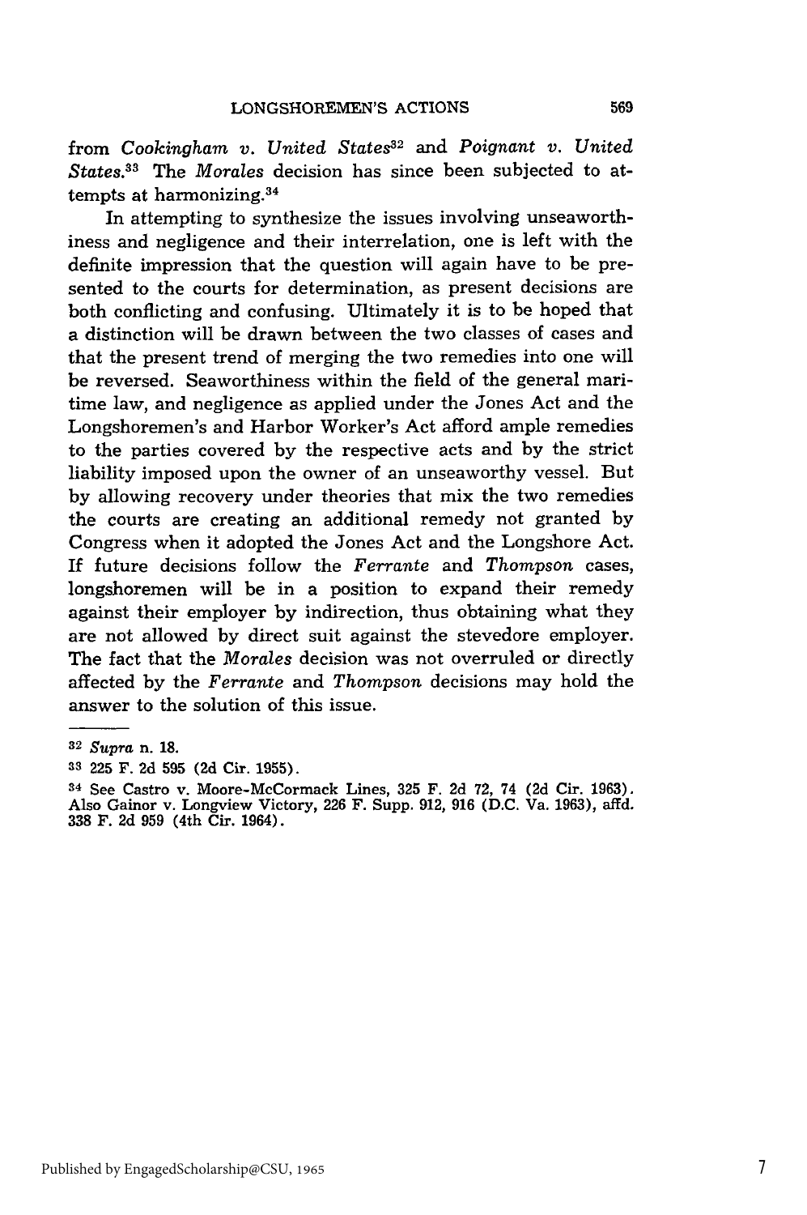from *Cookingham v. United States*[32] and *Poignant v. United States*.[33] The *Morales* decision has since been subjected to attempts at harmonizing.[34]

In attempting to synthesize the issues involving unseaworthiness and negligence and their interrelation, one is left with the definite impression that the question will again have to be presented to the courts for determination, as present decisions are both conflicting and confusing. Ultimately it is to be hoped that a distinction will be drawn between the two classes of cases and that the present trend of merging the two remedies into one will be reversed. Seaworthiness within the field of the general maritime law, and negligence as applied under the Jones Act and the Longshoremen's and Harbor Worker's Act afford ample remedies to the parties covered by the respective acts and by the strict liability imposed upon the owner of an unseaworthy vessel. But by allowing recovery under theories that mix the two remedies the courts are creating an additional remedy not granted by Congress when it adopted the Jones Act and the Longshore Act. If future decisions follow the *Ferrante* and *Thompson* cases, longshoremen will be in a position to expand their remedy against their employer by indirection, thus obtaining what they are not allowed by direct suit against the stevedore employer. The fact that the *Morales* decision was not overruled or directly affected by the *Ferrante* and *Thompson* decisions may hold the answer to the solution of this issue.

---

[32] *Supra* n. 18.

[33] 225 F. 2d 595 (2d Cir. 1955).

[34] See Castro v. Moore-McCormack Lines, 325 F. 2d 72, 74 (2d Cir. 1963). Also Gainor v. Longview Victory, 226 F. Supp. 912, 916 (D.C. Va. 1963), affd. 338 F. 2d 959 (4th Cir. 1964).